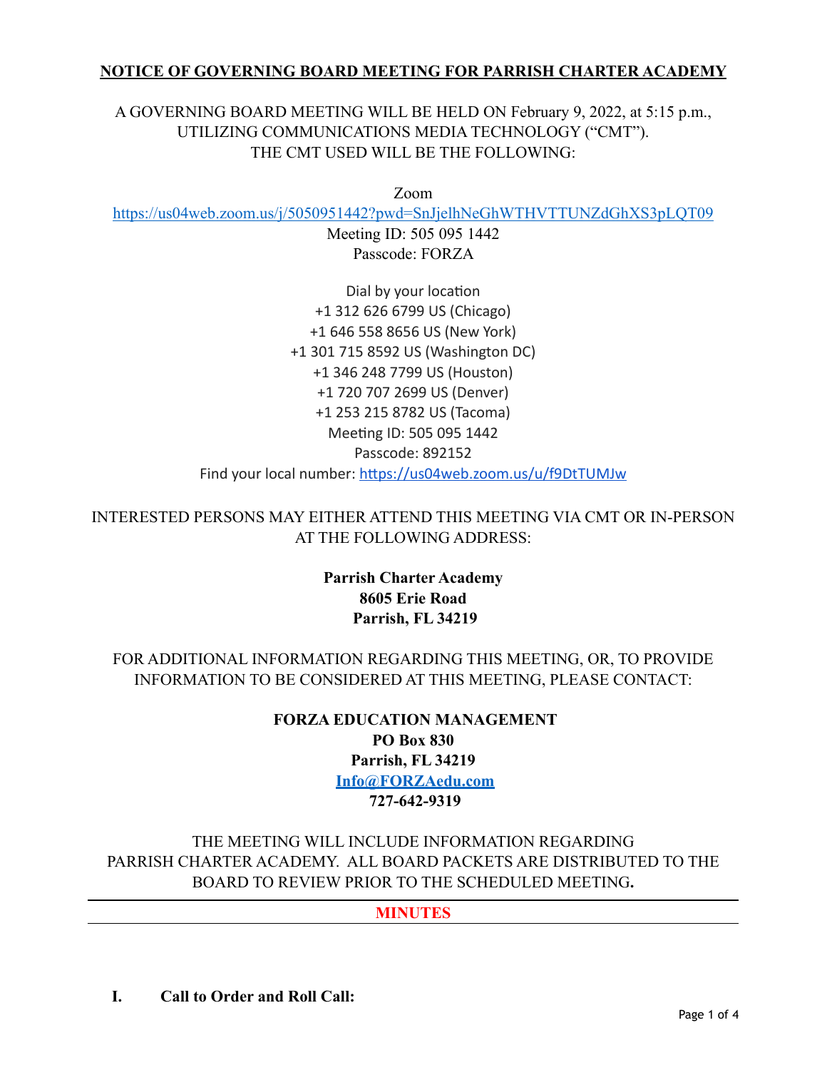# NOTICE OF GOVERNING BOARD MEETING FOR PARRISH CHARTER ACADEMY

A GOVERNING BOARD MEETING WILL BE HELD ON February 9, 2022, at 5:15 p.m., UTILIZING COMMUNICATIONS MEDIA TECHNOLOGY ("CMT"). THE CMT USED WILL BE THE FOLLOWING:

Zoom
https://us04web.zoom.us/j/5050951442?pwd=SnJjelhNeGhWTHVTTUNZdGhXS3pLQT09
Meeting ID: 505 095 1442
Passcode: FORZA

Dial by your location
+1 312 626 6799 US (Chicago)
+1 646 558 8656 US (New York)
+1 301 715 8592 US (Washington DC)
+1 346 248 7799 US (Houston)
+1 720 707 2699 US (Denver)
+1 253 215 8782 US (Tacoma)
Meeting ID: 505 095 1442
Passcode: 892152
Find your local number: https://us04web.zoom.us/u/f9DtTUMJw

INTERESTED PERSONS MAY EITHER ATTEND THIS MEETING VIA CMT OR IN-PERSON AT THE FOLLOWING ADDRESS:

**Parrish Charter Academy**
**8605 Erie Road**
**Parrish, FL 34219**

FOR ADDITIONAL INFORMATION REGARDING THIS MEETING, OR, TO PROVIDE INFORMATION TO BE CONSIDERED AT THIS MEETING, PLEASE CONTACT:

**FORZA EDUCATION MANAGEMENT**
**PO Box 830**
**Parrish, FL 34219**
**Info@FORZAedu.com**
**727-642-9319**

THE MEETING WILL INCLUDE INFORMATION REGARDING PARRISH CHARTER ACADEMY. ALL BOARD PACKETS ARE DISTRIBUTED TO THE BOARD TO REVIEW PRIOR TO THE SCHEDULED MEETING**.**

---

## MINUTES

---

**I. Call to Order and Roll Call:**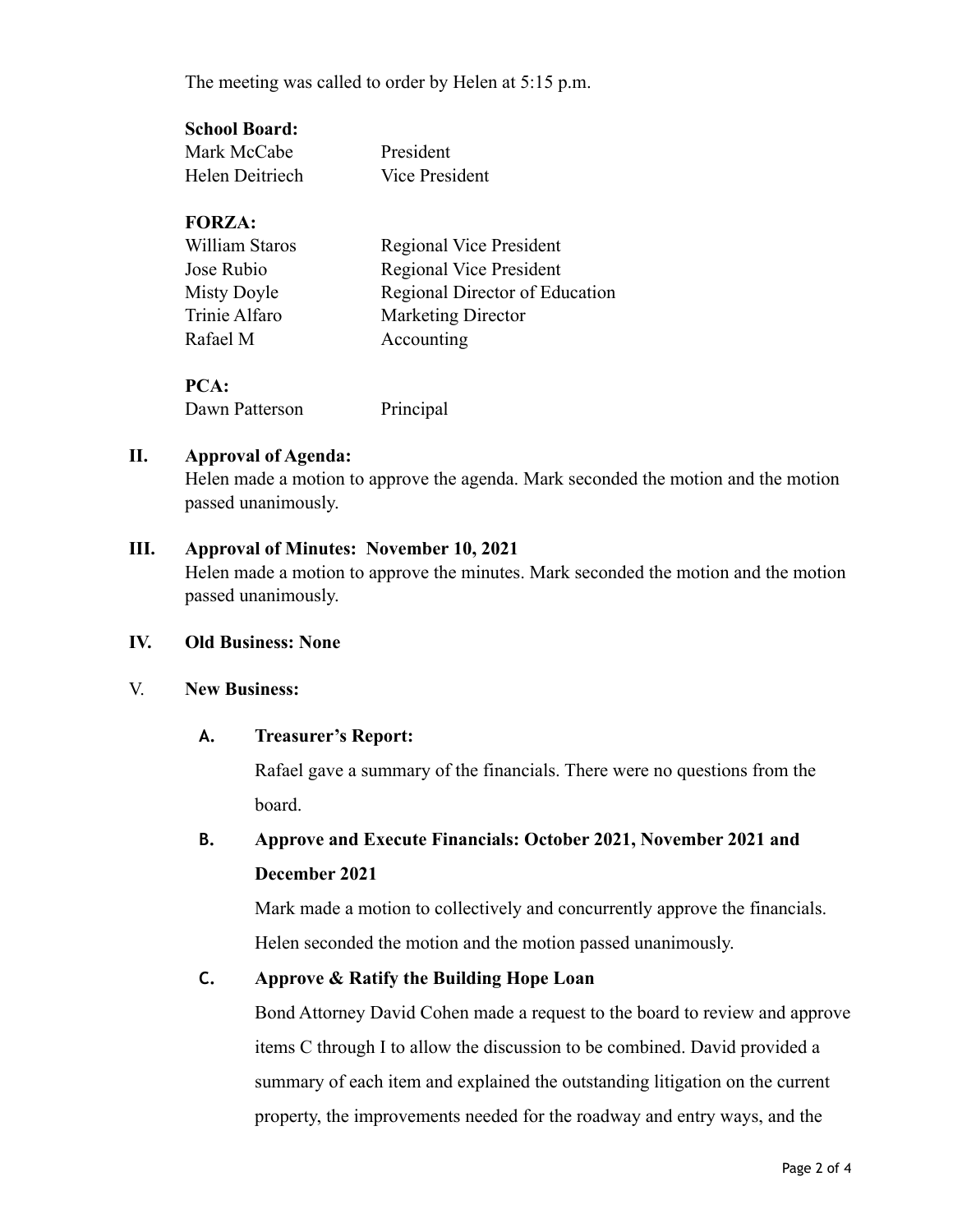The meeting was called to order by Helen at 5:15 p.m.

**School Board:**

| | |
|---|---|
| Mark McCabe | President |
| Helen Deitriech | Vice President |

**FORZA:**

| | |
|---|---|
| William Staros | Regional Vice President |
| Jose Rubio | Regional Vice President |
| Misty Doyle | Regional Director of Education |
| Trinie Alfaro | Marketing Director |
| Rafael M | Accounting |

**PCA:**

| | |
|---|---|
| Dawn Patterson | Principal |

## II. Approval of Agenda:

Helen made a motion to approve the agenda. Mark seconded the motion and the motion passed unanimously.

## III. Approval of Minutes: November 10, 2021

Helen made a motion to approve the minutes. Mark seconded the motion and the motion passed unanimously.

## IV. Old Business: None

## V. New Business:

### A. Treasurer's Report:

Rafael gave a summary of the financials. There were no questions from the board.

### B. Approve and Execute Financials: October 2021, November 2021 and December 2021

Mark made a motion to collectively and concurrently approve the financials. Helen seconded the motion and the motion passed unanimously.

### C. Approve & Ratify the Building Hope Loan

Bond Attorney David Cohen made a request to the board to review and approve items C through I to allow the discussion to be combined. David provided a summary of each item and explained the outstanding litigation on the current property, the improvements needed for the roadway and entry ways, and the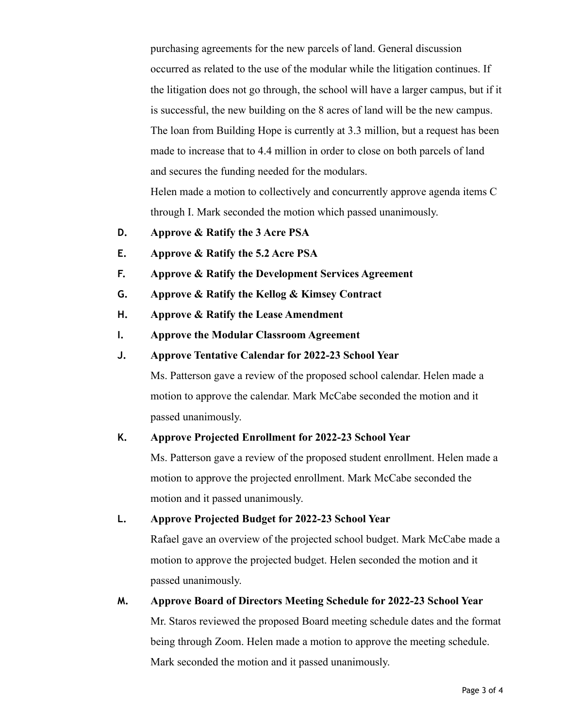purchasing agreements for the new parcels of land. General discussion occurred as related to the use of the modular while the litigation continues. If the litigation does not go through, the school will have a larger campus, but if it is successful, the new building on the 8 acres of land will be the new campus. The loan from Building Hope is currently at 3.3 million, but a request has been made to increase that to 4.4 million in order to close on both parcels of land and secures the funding needed for the modulars.

Helen made a motion to collectively and concurrently approve agenda items C through I. Mark seconded the motion which passed unanimously.

**D. Approve & Ratify the 3 Acre PSA**

**E. Approve & Ratify the 5.2 Acre PSA**

**F. Approve & Ratify the Development Services Agreement**

**G. Approve & Ratify the Kellog & Kimsey Contract**

**H. Approve & Ratify the Lease Amendment**

**I. Approve the Modular Classroom Agreement**

**J. Approve Tentative Calendar for 2022-23 School Year**

Ms. Patterson gave a review of the proposed school calendar. Helen made a motion to approve the calendar. Mark McCabe seconded the motion and it passed unanimously.

**K. Approve Projected Enrollment for 2022-23 School Year**

Ms. Patterson gave a review of the proposed student enrollment. Helen made a motion to approve the projected enrollment. Mark McCabe seconded the motion and it passed unanimously.

**L. Approve Projected Budget for 2022-23 School Year**

Rafael gave an overview of the projected school budget. Mark McCabe made a motion to approve the projected budget. Helen seconded the motion and it passed unanimously.

**M. Approve Board of Directors Meeting Schedule for 2022-23 School Year**

Mr. Staros reviewed the proposed Board meeting schedule dates and the format being through Zoom. Helen made a motion to approve the meeting schedule. Mark seconded the motion and it passed unanimously.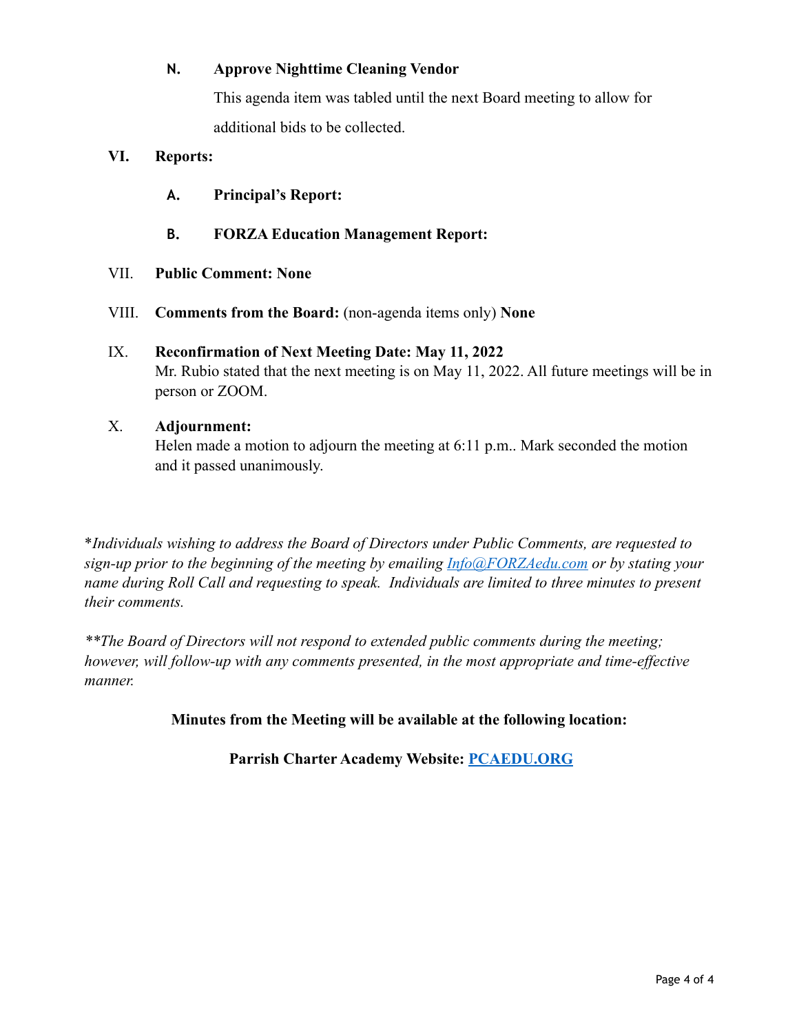**N. Approve Nighttime Cleaning Vendor**

This agenda item was tabled until the next Board meeting to allow for additional bids to be collected.

**VI. Reports:**

**A. Principal's Report:**

**B. FORZA Education Management Report:**

VII. **Public Comment: None**

VIII. **Comments from the Board:** (non-agenda items only) **None**

IX. **Reconfirmation of Next Meeting Date: May 11, 2022**
Mr. Rubio stated that the next meeting is on May 11, 2022. All future meetings will be in person or ZOOM.

X. **Adjournment:**
Helen made a motion to adjourn the meeting at 6:11 p.m.. Mark seconded the motion and it passed unanimously.

\**Individuals wishing to address the Board of Directors under Public Comments, are requested to sign-up prior to the beginning of the meeting by emailing [Info@FORZAedu.com](mailto:Info@FORZAedu.com) or by stating your name during Roll Call and requesting to speak. Individuals are limited to three minutes to present their comments.*

*\*\*The Board of Directors will not respond to extended public comments during the meeting; however, will follow-up with any comments presented, in the most appropriate and time-effective manner.*

**Minutes from the Meeting will be available at the following location:**

**Parrish Charter Academy Website: [PCAEDU.ORG](http://PCAEDU.ORG)**